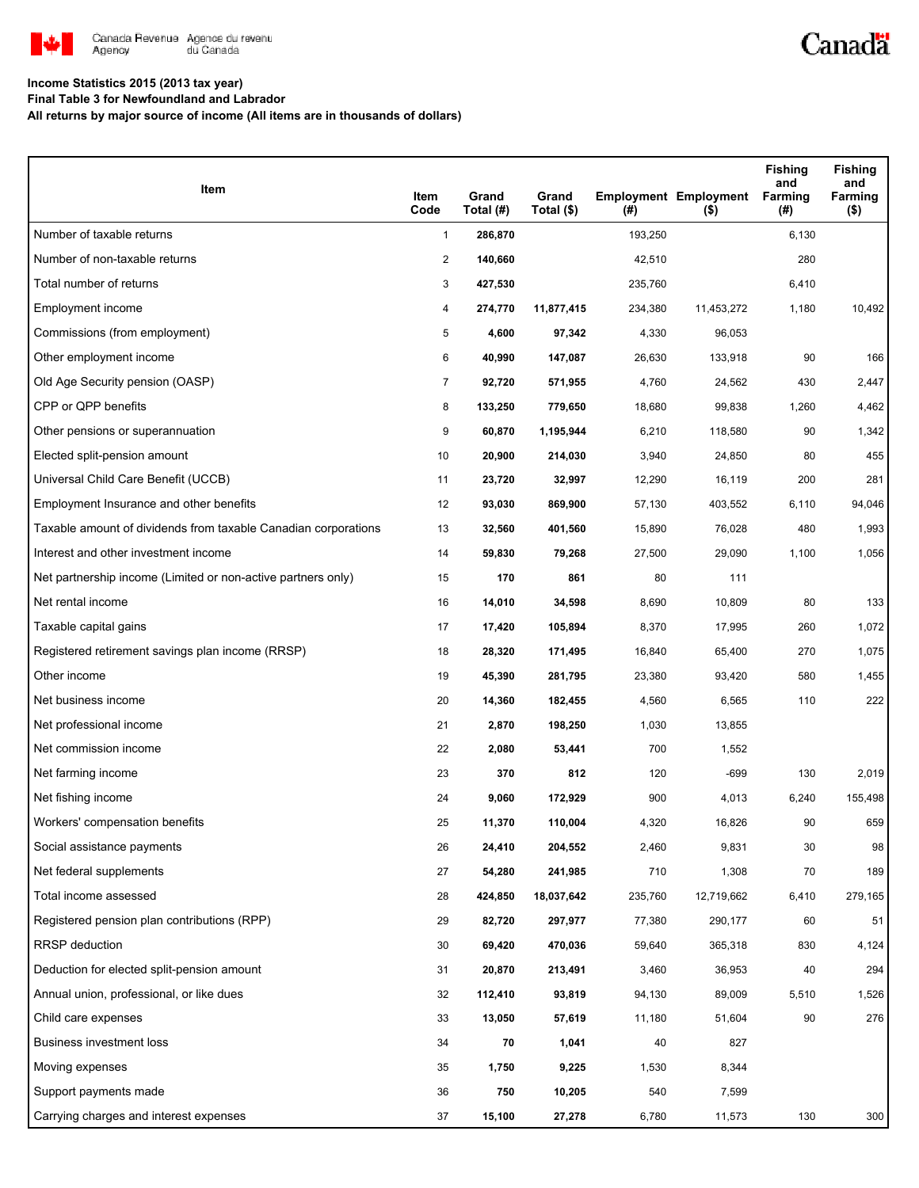**Income Statistics 2015 (2013 tax year)**

**Final Table 3 for Newfoundland and Labrador**

**All returns by major source of income (All items are in thousands of dollars)**

| Item | Item Code | Grand Total (#) | Grand Total ($) | Employment (#) | Employment ($) | Fishing and Farming (#) | Fishing and Farming ($) |
|---|---|---|---|---|---|---|---|
| Number of taxable returns | 1 | **286,870** | | 193,250 | | 6,130 | |
| Number of non-taxable returns | 2 | **140,660** | | 42,510 | | 280 | |
| Total number of returns | 3 | **427,530** | | 235,760 | | 6,410 | |
| Employment income | 4 | **274,770** | **11,877,415** | 234,380 | 11,453,272 | 1,180 | 10,492 |
| Commissions (from employment) | 5 | **4,600** | **97,342** | 4,330 | 96,053 | | |
| Other employment income | 6 | **40,990** | **147,087** | 26,630 | 133,918 | 90 | 166 |
| Old Age Security pension (OASP) | 7 | **92,720** | **571,955** | 4,760 | 24,562 | 430 | 2,447 |
| CPP or QPP benefits | 8 | **133,250** | **779,650** | 18,680 | 99,838 | 1,260 | 4,462 |
| Other pensions or superannuation | 9 | **60,870** | **1,195,944** | 6,210 | 118,580 | 90 | 1,342 |
| Elected split-pension amount | 10 | **20,900** | **214,030** | 3,940 | 24,850 | 80 | 455 |
| Universal Child Care Benefit (UCCB) | 11 | **23,720** | **32,997** | 12,290 | 16,119 | 200 | 281 |
| Employment Insurance and other benefits | 12 | **93,030** | **869,900** | 57,130 | 403,552 | 6,110 | 94,046 |
| Taxable amount of dividends from taxable Canadian corporations | 13 | **32,560** | **401,560** | 15,890 | 76,028 | 480 | 1,993 |
| Interest and other investment income | 14 | **59,830** | **79,268** | 27,500 | 29,090 | 1,100 | 1,056 |
| Net partnership income (Limited or non-active partners only) | 15 | **170** | **861** | 80 | 111 | | |
| Net rental income | 16 | **14,010** | **34,598** | 8,690 | 10,809 | 80 | 133 |
| Taxable capital gains | 17 | **17,420** | **105,894** | 8,370 | 17,995 | 260 | 1,072 |
| Registered retirement savings plan income (RRSP) | 18 | **28,320** | **171,495** | 16,840 | 65,400 | 270 | 1,075 |
| Other income | 19 | **45,390** | **281,795** | 23,380 | 93,420 | 580 | 1,455 |
| Net business income | 20 | **14,360** | **182,455** | 4,560 | 6,565 | 110 | 222 |
| Net professional income | 21 | **2,870** | **198,250** | 1,030 | 13,855 | | |
| Net commission income | 22 | **2,080** | **53,441** | 700 | 1,552 | | |
| Net farming income | 23 | **370** | **812** | 120 | -699 | 130 | 2,019 |
| Net fishing income | 24 | **9,060** | **172,929** | 900 | 4,013 | 6,240 | 155,498 |
| Workers' compensation benefits | 25 | **11,370** | **110,004** | 4,320 | 16,826 | 90 | 659 |
| Social assistance payments | 26 | **24,410** | **204,552** | 2,460 | 9,831 | 30 | 98 |
| Net federal supplements | 27 | **54,280** | **241,985** | 710 | 1,308 | 70 | 189 |
| Total income assessed | 28 | **424,850** | **18,037,642** | 235,760 | 12,719,662 | 6,410 | 279,165 |
| Registered pension plan contributions (RPP) | 29 | **82,720** | **297,977** | 77,380 | 290,177 | 60 | 51 |
| RRSP deduction | 30 | **69,420** | **470,036** | 59,640 | 365,318 | 830 | 4,124 |
| Deduction for elected split-pension amount | 31 | **20,870** | **213,491** | 3,460 | 36,953 | 40 | 294 |
| Annual union, professional, or like dues | 32 | **112,410** | **93,819** | 94,130 | 89,009 | 5,510 | 1,526 |
| Child care expenses | 33 | **13,050** | **57,619** | 11,180 | 51,604 | 90 | 276 |
| Business investment loss | 34 | **70** | **1,041** | 40 | 827 | | |
| Moving expenses | 35 | **1,750** | **9,225** | 1,530 | 8,344 | | |
| Support payments made | 36 | **750** | **10,205** | 540 | 7,599 | | |
| Carrying charges and interest expenses | 37 | **15,100** | **27,278** | 6,780 | 11,573 | 130 | 300 |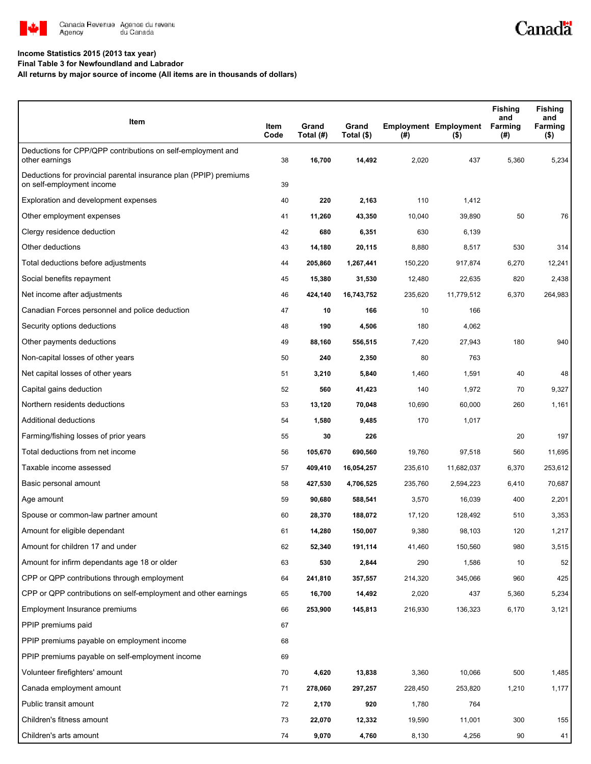**Income Statistics 2015 (2013 tax year)**
**Final Table 3 for Newfoundland and Labrador**
**All returns by major source of income (All items are in thousands of dollars)**

| Item | Item Code | Grand Total (#) | Grand Total ($) | Employment (#) | Employment ($) | Fishing and Farming (#) | Fishing and Farming ($) |
|---|---|---|---|---|---|---|---|
| Deductions for CPP/QPP contributions on self-employment and other earnings | 38 | **16,700** | **14,492** | 2,020 | 437 | 5,360 | 5,234 |
| Deductions for provincial parental insurance plan (PPIP) premiums on self-employment income | 39 | | | | | | |
| Exploration and development expenses | 40 | **220** | **2,163** | 110 | 1,412 | | |
| Other employment expenses | 41 | **11,260** | **43,350** | 10,040 | 39,890 | 50 | 76 |
| Clergy residence deduction | 42 | **680** | **6,351** | 630 | 6,139 | | |
| Other deductions | 43 | **14,180** | **20,115** | 8,880 | 8,517 | 530 | 314 |
| Total deductions before adjustments | 44 | **205,860** | **1,267,441** | 150,220 | 917,874 | 6,270 | 12,241 |
| Social benefits repayment | 45 | **15,380** | **31,530** | 12,480 | 22,635 | 820 | 2,438 |
| Net income after adjustments | 46 | **424,140** | **16,743,752** | 235,620 | 11,779,512 | 6,370 | 264,983 |
| Canadian Forces personnel and police deduction | 47 | **10** | **166** | 10 | 166 | | |
| Security options deductions | 48 | **190** | **4,506** | 180 | 4,062 | | |
| Other payments deductions | 49 | **88,160** | **556,515** | 7,420 | 27,943 | 180 | 940 |
| Non-capital losses of other years | 50 | **240** | **2,350** | 80 | 763 | | |
| Net capital losses of other years | 51 | **3,210** | **5,840** | 1,460 | 1,591 | 40 | 48 |
| Capital gains deduction | 52 | **560** | **41,423** | 140 | 1,972 | 70 | 9,327 |
| Northern residents deductions | 53 | **13,120** | **70,048** | 10,690 | 60,000 | 260 | 1,161 |
| Additional deductions | 54 | **1,580** | **9,485** | 170 | 1,017 | | |
| Farming/fishing losses of prior years | 55 | **30** | **226** | | | 20 | 197 |
| Total deductions from net income | 56 | **105,670** | **690,560** | 19,760 | 97,518 | 560 | 11,695 |
| Taxable income assessed | 57 | **409,410** | **16,054,257** | 235,610 | 11,682,037 | 6,370 | 253,612 |
| Basic personal amount | 58 | **427,530** | **4,706,525** | 235,760 | 2,594,223 | 6,410 | 70,687 |
| Age amount | 59 | **90,680** | **588,541** | 3,570 | 16,039 | 400 | 2,201 |
| Spouse or common-law partner amount | 60 | **28,370** | **188,072** | 17,120 | 128,492 | 510 | 3,353 |
| Amount for eligible dependant | 61 | **14,280** | **150,007** | 9,380 | 98,103 | 120 | 1,217 |
| Amount for children 17 and under | 62 | **52,340** | **191,114** | 41,460 | 150,560 | 980 | 3,515 |
| Amount for infirm dependants age 18 or older | 63 | **530** | **2,844** | 290 | 1,586 | 10 | 52 |
| CPP or QPP contributions through employment | 64 | **241,810** | **357,557** | 214,320 | 345,066 | 960 | 425 |
| CPP or QPP contributions on self-employment and other earnings | 65 | **16,700** | **14,492** | 2,020 | 437 | 5,360 | 5,234 |
| Employment Insurance premiums | 66 | **253,900** | **145,813** | 216,930 | 136,323 | 6,170 | 3,121 |
| PPIP premiums paid | 67 | | | | | | |
| PPIP premiums payable on employment income | 68 | | | | | | |
| PPIP premiums payable on self-employment income | 69 | | | | | | |
| Volunteer firefighters' amount | 70 | **4,620** | **13,838** | 3,360 | 10,066 | 500 | 1,485 |
| Canada employment amount | 71 | **278,060** | **297,257** | 228,450 | 253,820 | 1,210 | 1,177 |
| Public transit amount | 72 | **2,170** | **920** | 1,780 | 764 | | |
| Children's fitness amount | 73 | **22,070** | **12,332** | 19,590 | 11,001 | 300 | 155 |
| Children's arts amount | 74 | **9,070** | **4,760** | 8,130 | 4,256 | 90 | 41 |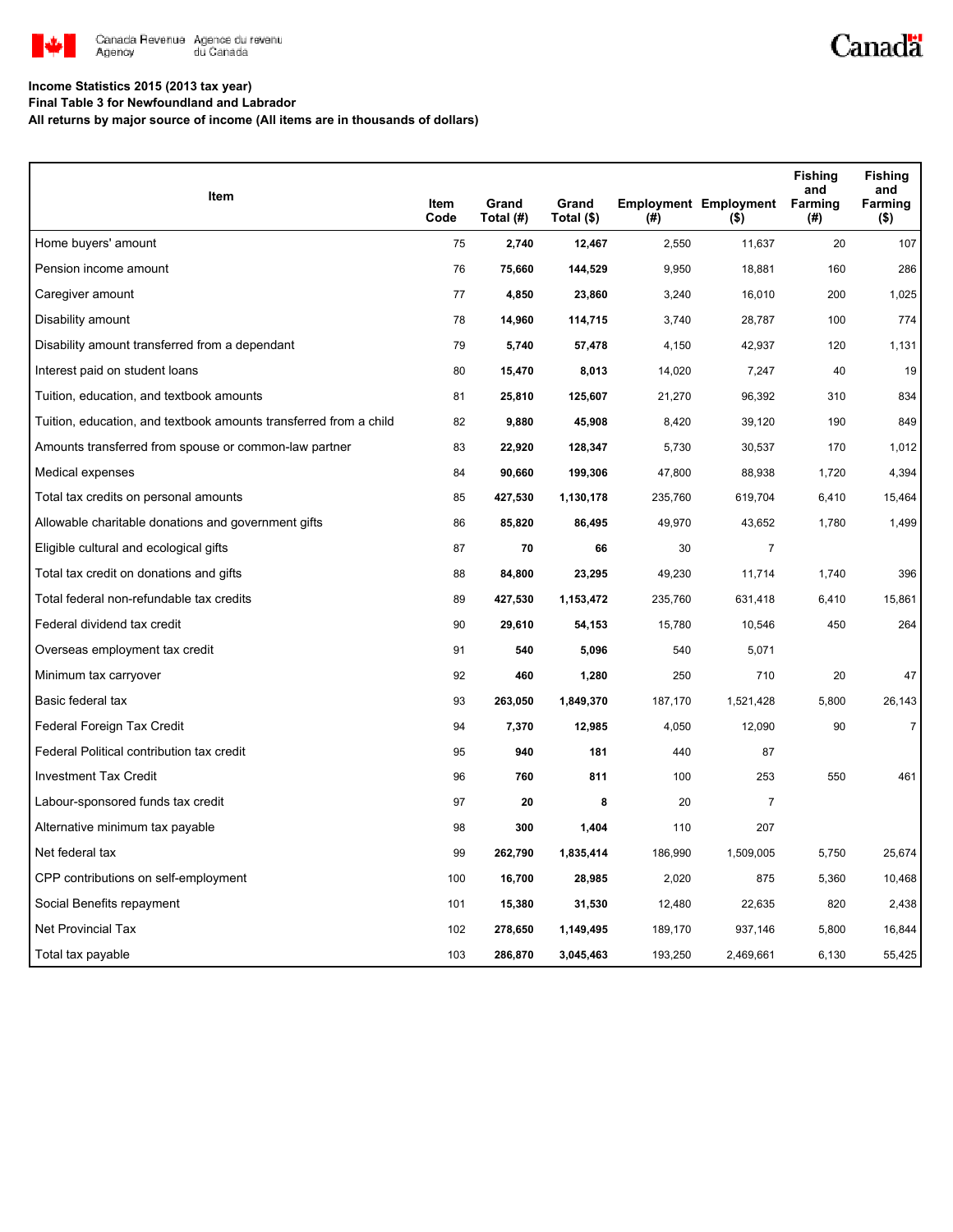**Income Statistics 2015 (2013 tax year)**
**Final Table 3 for Newfoundland and Labrador**
**All returns by major source of income (All items are in thousands of dollars)**

| Item | Item Code | Grand Total (#) | Grand Total ($) | Employment (#) | Employment ($) | Fishing and Farming (#) | Fishing and Farming ($) |
|---|---|---|---|---|---|---|---|
| Home buyers' amount | 75 | **2,740** | **12,467** | 2,550 | 11,637 | 20 | 107 |
| Pension income amount | 76 | **75,660** | **144,529** | 9,950 | 18,881 | 160 | 286 |
| Caregiver amount | 77 | **4,850** | **23,860** | 3,240 | 16,010 | 200 | 1,025 |
| Disability amount | 78 | **14,960** | **114,715** | 3,740 | 28,787 | 100 | 774 |
| Disability amount transferred from a dependant | 79 | **5,740** | **57,478** | 4,150 | 42,937 | 120 | 1,131 |
| Interest paid on student loans | 80 | **15,470** | **8,013** | 14,020 | 7,247 | 40 | 19 |
| Tuition, education, and textbook amounts | 81 | **25,810** | **125,607** | 21,270 | 96,392 | 310 | 834 |
| Tuition, education, and textbook amounts transferred from a child | 82 | **9,880** | **45,908** | 8,420 | 39,120 | 190 | 849 |
| Amounts transferred from spouse or common-law partner | 83 | **22,920** | **128,347** | 5,730 | 30,537 | 170 | 1,012 |
| Medical expenses | 84 | **90,660** | **199,306** | 47,800 | 88,938 | 1,720 | 4,394 |
| Total tax credits on personal amounts | 85 | **427,530** | **1,130,178** | 235,760 | 619,704 | 6,410 | 15,464 |
| Allowable charitable donations and government gifts | 86 | **85,820** | **86,495** | 49,970 | 43,652 | 1,780 | 1,499 |
| Eligible cultural and ecological gifts | 87 | **70** | **66** | 30 | 7 | | |
| Total tax credit on donations and gifts | 88 | **84,800** | **23,295** | 49,230 | 11,714 | 1,740 | 396 |
| Total federal non-refundable tax credits | 89 | **427,530** | **1,153,472** | 235,760 | 631,418 | 6,410 | 15,861 |
| Federal dividend tax credit | 90 | **29,610** | **54,153** | 15,780 | 10,546 | 450 | 264 |
| Overseas employment tax credit | 91 | **540** | **5,096** | 540 | 5,071 | | |
| Minimum tax carryover | 92 | **460** | **1,280** | 250 | 710 | 20 | 47 |
| Basic federal tax | 93 | **263,050** | **1,849,370** | 187,170 | 1,521,428 | 5,800 | 26,143 |
| Federal Foreign Tax Credit | 94 | **7,370** | **12,985** | 4,050 | 12,090 | 90 | 7 |
| Federal Political contribution tax credit | 95 | **940** | **181** | 440 | 87 | | |
| Investment Tax Credit | 96 | **760** | **811** | 100 | 253 | 550 | 461 |
| Labour-sponsored funds tax credit | 97 | **20** | **8** | 20 | 7 | | |
| Alternative minimum tax payable | 98 | **300** | **1,404** | 110 | 207 | | |
| Net federal tax | 99 | **262,790** | **1,835,414** | 186,990 | 1,509,005 | 5,750 | 25,674 |
| CPP contributions on self-employment | 100 | **16,700** | **28,985** | 2,020 | 875 | 5,360 | 10,468 |
| Social Benefits repayment | 101 | **15,380** | **31,530** | 12,480 | 22,635 | 820 | 2,438 |
| Net Provincial Tax | 102 | **278,650** | **1,149,495** | 189,170 | 937,146 | 5,800 | 16,844 |
| Total tax payable | 103 | **286,870** | **3,045,463** | 193,250 | 2,469,661 | 6,130 | 55,425 |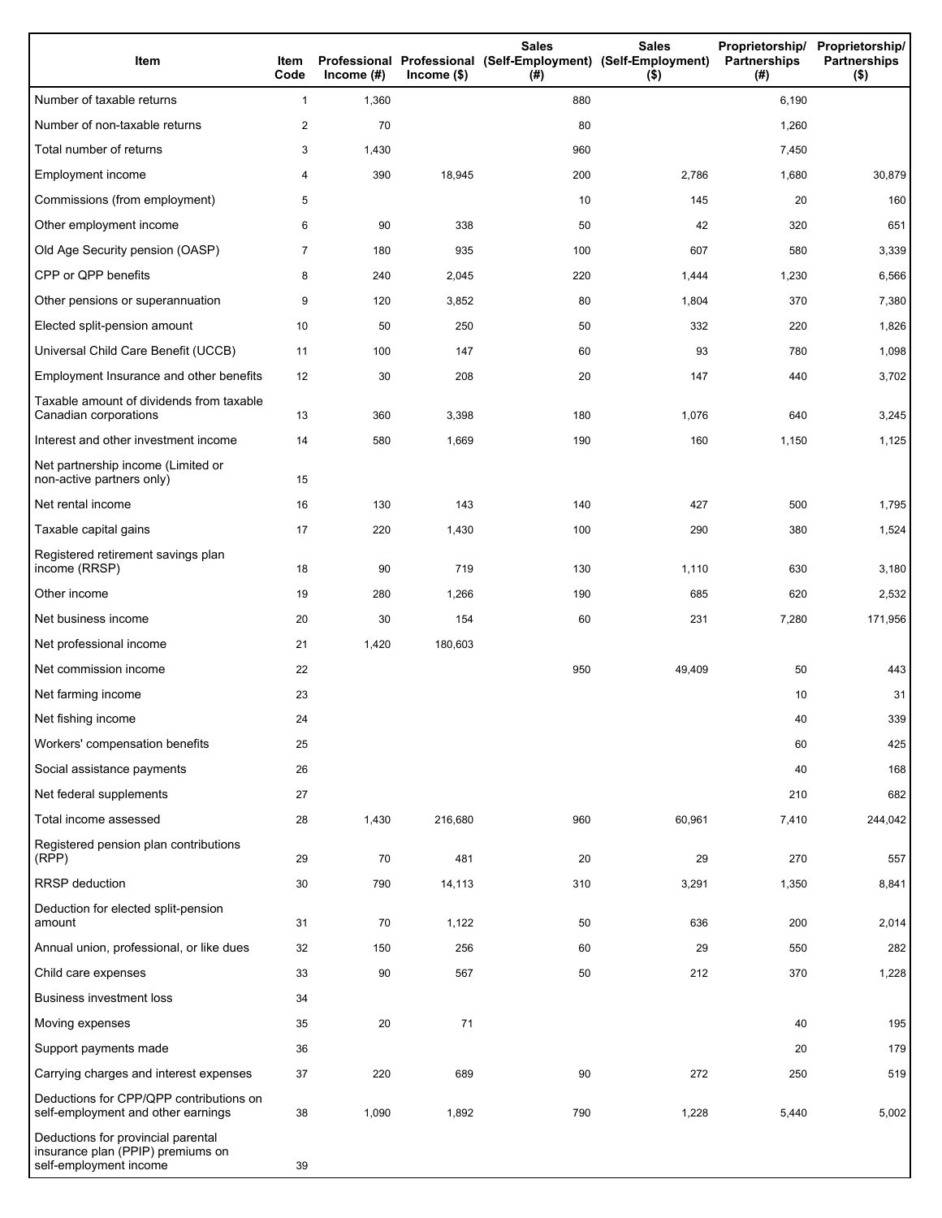| Item | Item Code | Professional Income (#) | Professional Income ($) | Sales (Self-Employment) (#) | Sales (Self-Employment) ($) | Proprietorship/ Partnerships (#) | Proprietorship/ Partnerships ($) |
|---|---|---|---|---|---|---|---|
| Number of taxable returns | 1 | 1,360 | | 880 | | 6,190 | |
| Number of non-taxable returns | 2 | 70 | | 80 | | 1,260 | |
| Total number of returns | 3 | 1,430 | | 960 | | 7,450 | |
| Employment income | 4 | 390 | 18,945 | 200 | 2,786 | 1,680 | 30,879 |
| Commissions (from employment) | 5 | | | 10 | 145 | 20 | 160 |
| Other employment income | 6 | 90 | 338 | 50 | 42 | 320 | 651 |
| Old Age Security pension (OASP) | 7 | 180 | 935 | 100 | 607 | 580 | 3,339 |
| CPP or QPP benefits | 8 | 240 | 2,045 | 220 | 1,444 | 1,230 | 6,566 |
| Other pensions or superannuation | 9 | 120 | 3,852 | 80 | 1,804 | 370 | 7,380 |
| Elected split-pension amount | 10 | 50 | 250 | 50 | 332 | 220 | 1,826 |
| Universal Child Care Benefit (UCCB) | 11 | 100 | 147 | 60 | 93 | 780 | 1,098 |
| Employment Insurance and other benefits | 12 | 30 | 208 | 20 | 147 | 440 | 3,702 |
| Taxable amount of dividends from taxable Canadian corporations | 13 | 360 | 3,398 | 180 | 1,076 | 640 | 3,245 |
| Interest and other investment income | 14 | 580 | 1,669 | 190 | 160 | 1,150 | 1,125 |
| Net partnership income (Limited or non-active partners only) | 15 | | | | | | |
| Net rental income | 16 | 130 | 143 | 140 | 427 | 500 | 1,795 |
| Taxable capital gains | 17 | 220 | 1,430 | 100 | 290 | 380 | 1,524 |
| Registered retirement savings plan income (RRSP) | 18 | 90 | 719 | 130 | 1,110 | 630 | 3,180 |
| Other income | 19 | 280 | 1,266 | 190 | 685 | 620 | 2,532 |
| Net business income | 20 | 30 | 154 | 60 | 231 | 7,280 | 171,956 |
| Net professional income | 21 | 1,420 | 180,603 | | | | |
| Net commission income | 22 | | | 950 | 49,409 | 50 | 443 |
| Net farming income | 23 | | | | | 10 | 31 |
| Net fishing income | 24 | | | | | 40 | 339 |
| Workers' compensation benefits | 25 | | | | | 60 | 425 |
| Social assistance payments | 26 | | | | | 40 | 168 |
| Net federal supplements | 27 | | | | | 210 | 682 |
| Total income assessed | 28 | 1,430 | 216,680 | 960 | 60,961 | 7,410 | 244,042 |
| Registered pension plan contributions (RPP) | 29 | 70 | 481 | 20 | 29 | 270 | 557 |
| RRSP deduction | 30 | 790 | 14,113 | 310 | 3,291 | 1,350 | 8,841 |
| Deduction for elected split-pension amount | 31 | 70 | 1,122 | 50 | 636 | 200 | 2,014 |
| Annual union, professional, or like dues | 32 | 150 | 256 | 60 | 29 | 550 | 282 |
| Child care expenses | 33 | 90 | 567 | 50 | 212 | 370 | 1,228 |
| Business investment loss | 34 | | | | | | |
| Moving expenses | 35 | 20 | 71 | | | 40 | 195 |
| Support payments made | 36 | | | | | 20 | 179 |
| Carrying charges and interest expenses | 37 | 220 | 689 | 90 | 272 | 250 | 519 |
| Deductions for CPP/QPP contributions on self-employment and other earnings | 38 | 1,090 | 1,892 | 790 | 1,228 | 5,440 | 5,002 |
| Deductions for provincial parental insurance plan (PPIP) premiums on self-employment income | 39 | | | | | | |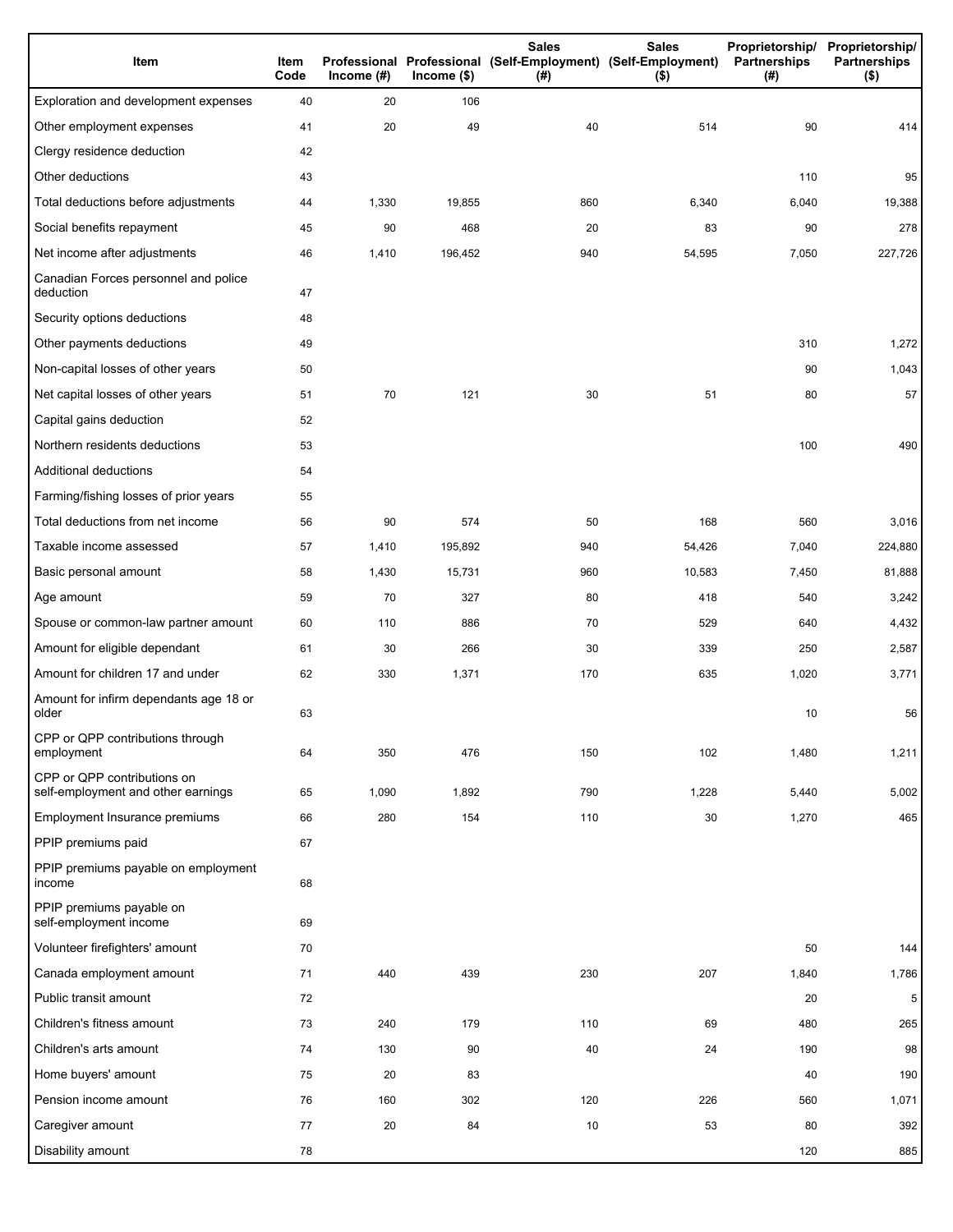| Item | Item Code | Professional Income (#) | Professional Income ($) | Sales (Self-Employment) (#) | Sales (Self-Employment) ($) | Proprietorship/ Partnerships (#) | Proprietorship/ Partnerships ($) |
|---|---|---|---|---|---|---|---|
| Exploration and development expenses | 40 | 20 | 106 | | | | |
| Other employment expenses | 41 | 20 | 49 | 40 | 514 | 90 | 414 |
| Clergy residence deduction | 42 | | | | | | |
| Other deductions | 43 | | | | | 110 | 95 |
| Total deductions before adjustments | 44 | 1,330 | 19,855 | 860 | 6,340 | 6,040 | 19,388 |
| Social benefits repayment | 45 | 90 | 468 | 20 | 83 | 90 | 278 |
| Net income after adjustments | 46 | 1,410 | 196,452 | 940 | 54,595 | 7,050 | 227,726 |
| Canadian Forces personnel and police deduction | 47 | | | | | | |
| Security options deductions | 48 | | | | | | |
| Other payments deductions | 49 | | | | | 310 | 1,272 |
| Non-capital losses of other years | 50 | | | | | 90 | 1,043 |
| Net capital losses of other years | 51 | 70 | 121 | 30 | 51 | 80 | 57 |
| Capital gains deduction | 52 | | | | | | |
| Northern residents deductions | 53 | | | | | 100 | 490 |
| Additional deductions | 54 | | | | | | |
| Farming/fishing losses of prior years | 55 | | | | | | |
| Total deductions from net income | 56 | 90 | 574 | 50 | 168 | 560 | 3,016 |
| Taxable income assessed | 57 | 1,410 | 195,892 | 940 | 54,426 | 7,040 | 224,880 |
| Basic personal amount | 58 | 1,430 | 15,731 | 960 | 10,583 | 7,450 | 81,888 |
| Age amount | 59 | 70 | 327 | 80 | 418 | 540 | 3,242 |
| Spouse or common-law partner amount | 60 | 110 | 886 | 70 | 529 | 640 | 4,432 |
| Amount for eligible dependant | 61 | 30 | 266 | 30 | 339 | 250 | 2,587 |
| Amount for children 17 and under | 62 | 330 | 1,371 | 170 | 635 | 1,020 | 3,771 |
| Amount for infirm dependants age 18 or older | 63 | | | | | 10 | 56 |
| CPP or QPP contributions through employment | 64 | 350 | 476 | 150 | 102 | 1,480 | 1,211 |
| CPP or QPP contributions on self-employment and other earnings | 65 | 1,090 | 1,892 | 790 | 1,228 | 5,440 | 5,002 |
| Employment Insurance premiums | 66 | 280 | 154 | 110 | 30 | 1,270 | 465 |
| PPIP premiums paid | 67 | | | | | | |
| PPIP premiums payable on employment income | 68 | | | | | | |
| PPIP premiums payable on self-employment income | 69 | | | | | | |
| Volunteer firefighters' amount | 70 | | | | | 50 | 144 |
| Canada employment amount | 71 | 440 | 439 | 230 | 207 | 1,840 | 1,786 |
| Public transit amount | 72 | | | | | 20 | 5 |
| Children's fitness amount | 73 | 240 | 179 | 110 | 69 | 480 | 265 |
| Children's arts amount | 74 | 130 | 90 | 40 | 24 | 190 | 98 |
| Home buyers' amount | 75 | 20 | 83 | | | 40 | 190 |
| Pension income amount | 76 | 160 | 302 | 120 | 226 | 560 | 1,071 |
| Caregiver amount | 77 | 20 | 84 | 10 | 53 | 80 | 392 |
| Disability amount | 78 | | | | | 120 | 885 |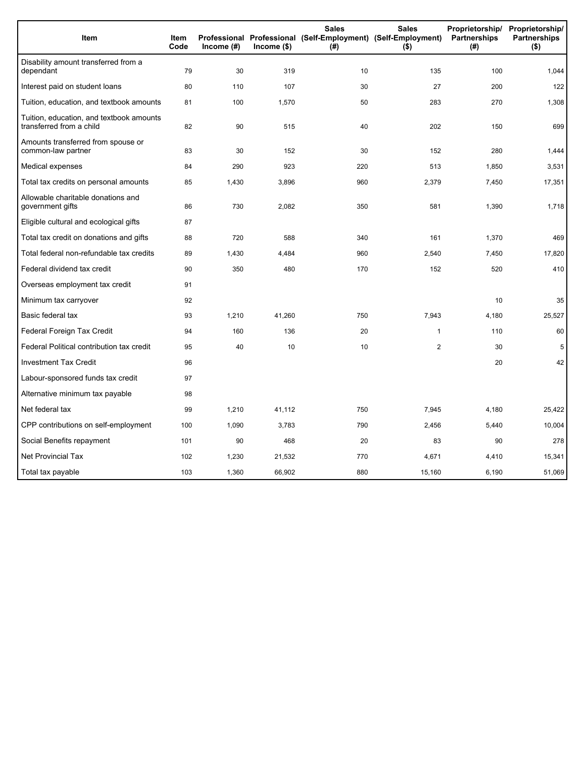| Item | Item Code | Professional Income (#) | Professional Income ($) | Sales (Self-Employment) (#) | Sales (Self-Employment) ($) | Proprietorship/ Partnerships (#) | Proprietorship/ Partnerships ($) |
|---|---|---|---|---|---|---|---|
| Disability amount transferred from a dependant | 79 | 30 | 319 | 10 | 135 | 100 | 1,044 |
| Interest paid on student loans | 80 | 110 | 107 | 30 | 27 | 200 | 122 |
| Tuition, education, and textbook amounts | 81 | 100 | 1,570 | 50 | 283 | 270 | 1,308 |
| Tuition, education, and textbook amounts transferred from a child | 82 | 90 | 515 | 40 | 202 | 150 | 699 |
| Amounts transferred from spouse or common-law partner | 83 | 30 | 152 | 30 | 152 | 280 | 1,444 |
| Medical expenses | 84 | 290 | 923 | 220 | 513 | 1,850 | 3,531 |
| Total tax credits on personal amounts | 85 | 1,430 | 3,896 | 960 | 2,379 | 7,450 | 17,351 |
| Allowable charitable donations and government gifts | 86 | 730 | 2,082 | 350 | 581 | 1,390 | 1,718 |
| Eligible cultural and ecological gifts | 87 | | | | | | |
| Total tax credit on donations and gifts | 88 | 720 | 588 | 340 | 161 | 1,370 | 469 |
| Total federal non-refundable tax credits | 89 | 1,430 | 4,484 | 960 | 2,540 | 7,450 | 17,820 |
| Federal dividend tax credit | 90 | 350 | 480 | 170 | 152 | 520 | 410 |
| Overseas employment tax credit | 91 | | | | | | |
| Minimum tax carryover | 92 | | | | | 10 | 35 |
| Basic federal tax | 93 | 1,210 | 41,260 | 750 | 7,943 | 4,180 | 25,527 |
| Federal Foreign Tax Credit | 94 | 160 | 136 | 20 | 1 | 110 | 60 |
| Federal Political contribution tax credit | 95 | 40 | 10 | 10 | 2 | 30 | 5 |
| Investment Tax Credit | 96 | | | | | 20 | 42 |
| Labour-sponsored funds tax credit | 97 | | | | | | |
| Alternative minimum tax payable | 98 | | | | | | |
| Net federal tax | 99 | 1,210 | 41,112 | 750 | 7,945 | 4,180 | 25,422 |
| CPP contributions on self-employment | 100 | 1,090 | 3,783 | 790 | 2,456 | 5,440 | 10,004 |
| Social Benefits repayment | 101 | 90 | 468 | 20 | 83 | 90 | 278 |
| Net Provincial Tax | 102 | 1,230 | 21,532 | 770 | 4,671 | 4,410 | 15,341 |
| Total tax payable | 103 | 1,360 | 66,902 | 880 | 15,160 | 6,190 | 51,069 |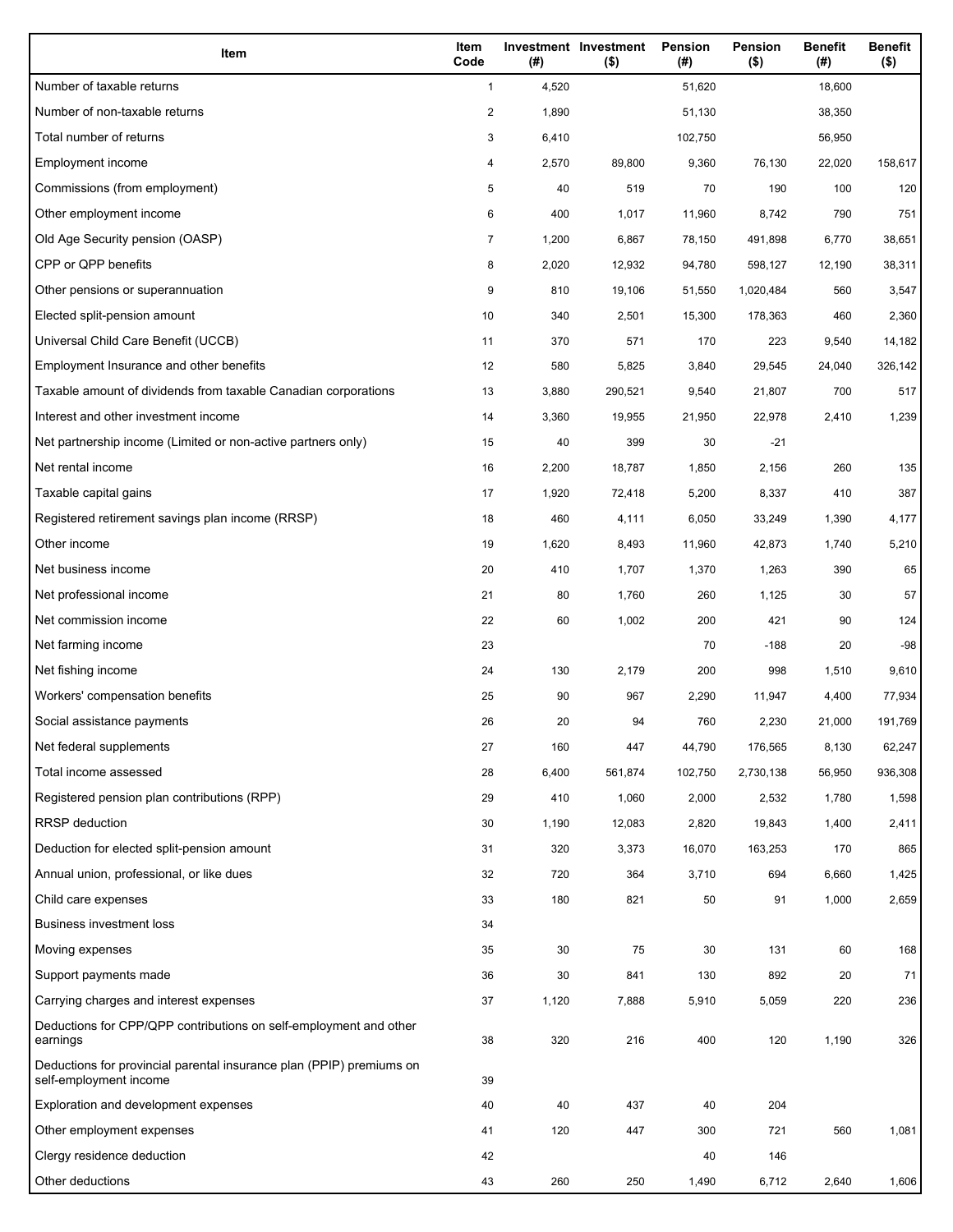| Item | Item Code | Investment (#) | Investment ($) | Pension (#) | Pension ($) | Benefit (#) | Benefit ($) |
|---|---|---|---|---|---|---|---|
| Number of taxable returns | 1 | 4,520 | | 51,620 | | 18,600 | |
| Number of non-taxable returns | 2 | 1,890 | | 51,130 | | 38,350 | |
| Total number of returns | 3 | 6,410 | | 102,750 | | 56,950 | |
| Employment income | 4 | 2,570 | 89,800 | 9,360 | 76,130 | 22,020 | 158,617 |
| Commissions (from employment) | 5 | 40 | 519 | 70 | 190 | 100 | 120 |
| Other employment income | 6 | 400 | 1,017 | 11,960 | 8,742 | 790 | 751 |
| Old Age Security pension (OASP) | 7 | 1,200 | 6,867 | 78,150 | 491,898 | 6,770 | 38,651 |
| CPP or QPP benefits | 8 | 2,020 | 12,932 | 94,780 | 598,127 | 12,190 | 38,311 |
| Other pensions or superannuation | 9 | 810 | 19,106 | 51,550 | 1,020,484 | 560 | 3,547 |
| Elected split-pension amount | 10 | 340 | 2,501 | 15,300 | 178,363 | 460 | 2,360 |
| Universal Child Care Benefit (UCCB) | 11 | 370 | 571 | 170 | 223 | 9,540 | 14,182 |
| Employment Insurance and other benefits | 12 | 580 | 5,825 | 3,840 | 29,545 | 24,040 | 326,142 |
| Taxable amount of dividends from taxable Canadian corporations | 13 | 3,880 | 290,521 | 9,540 | 21,807 | 700 | 517 |
| Interest and other investment income | 14 | 3,360 | 19,955 | 21,950 | 22,978 | 2,410 | 1,239 |
| Net partnership income (Limited or non-active partners only) | 15 | 40 | 399 | 30 | -21 | | |
| Net rental income | 16 | 2,200 | 18,787 | 1,850 | 2,156 | 260 | 135 |
| Taxable capital gains | 17 | 1,920 | 72,418 | 5,200 | 8,337 | 410 | 387 |
| Registered retirement savings plan income (RRSP) | 18 | 460 | 4,111 | 6,050 | 33,249 | 1,390 | 4,177 |
| Other income | 19 | 1,620 | 8,493 | 11,960 | 42,873 | 1,740 | 5,210 |
| Net business income | 20 | 410 | 1,707 | 1,370 | 1,263 | 390 | 65 |
| Net professional income | 21 | 80 | 1,760 | 260 | 1,125 | 30 | 57 |
| Net commission income | 22 | 60 | 1,002 | 200 | 421 | 90 | 124 |
| Net farming income | 23 | | | 70 | -188 | 20 | -98 |
| Net fishing income | 24 | 130 | 2,179 | 200 | 998 | 1,510 | 9,610 |
| Workers' compensation benefits | 25 | 90 | 967 | 2,290 | 11,947 | 4,400 | 77,934 |
| Social assistance payments | 26 | 20 | 94 | 760 | 2,230 | 21,000 | 191,769 |
| Net federal supplements | 27 | 160 | 447 | 44,790 | 176,565 | 8,130 | 62,247 |
| Total income assessed | 28 | 6,400 | 561,874 | 102,750 | 2,730,138 | 56,950 | 936,308 |
| Registered pension plan contributions (RPP) | 29 | 410 | 1,060 | 2,000 | 2,532 | 1,780 | 1,598 |
| RRSP deduction | 30 | 1,190 | 12,083 | 2,820 | 19,843 | 1,400 | 2,411 |
| Deduction for elected split-pension amount | 31 | 320 | 3,373 | 16,070 | 163,253 | 170 | 865 |
| Annual union, professional, or like dues | 32 | 720 | 364 | 3,710 | 694 | 6,660 | 1,425 |
| Child care expenses | 33 | 180 | 821 | 50 | 91 | 1,000 | 2,659 |
| Business investment loss | 34 | | | | | | |
| Moving expenses | 35 | 30 | 75 | 30 | 131 | 60 | 168 |
| Support payments made | 36 | 30 | 841 | 130 | 892 | 20 | 71 |
| Carrying charges and interest expenses | 37 | 1,120 | 7,888 | 5,910 | 5,059 | 220 | 236 |
| Deductions for CPP/QPP contributions on self-employment and other earnings | 38 | 320 | 216 | 400 | 120 | 1,190 | 326 |
| Deductions for provincial parental insurance plan (PPIP) premiums on self-employment income | 39 | | | | | | |
| Exploration and development expenses | 40 | 40 | 437 | 40 | 204 | | |
| Other employment expenses | 41 | 120 | 447 | 300 | 721 | 560 | 1,081 |
| Clergy residence deduction | 42 | | | 40 | 146 | | |
| Other deductions | 43 | 260 | 250 | 1,490 | 6,712 | 2,640 | 1,606 |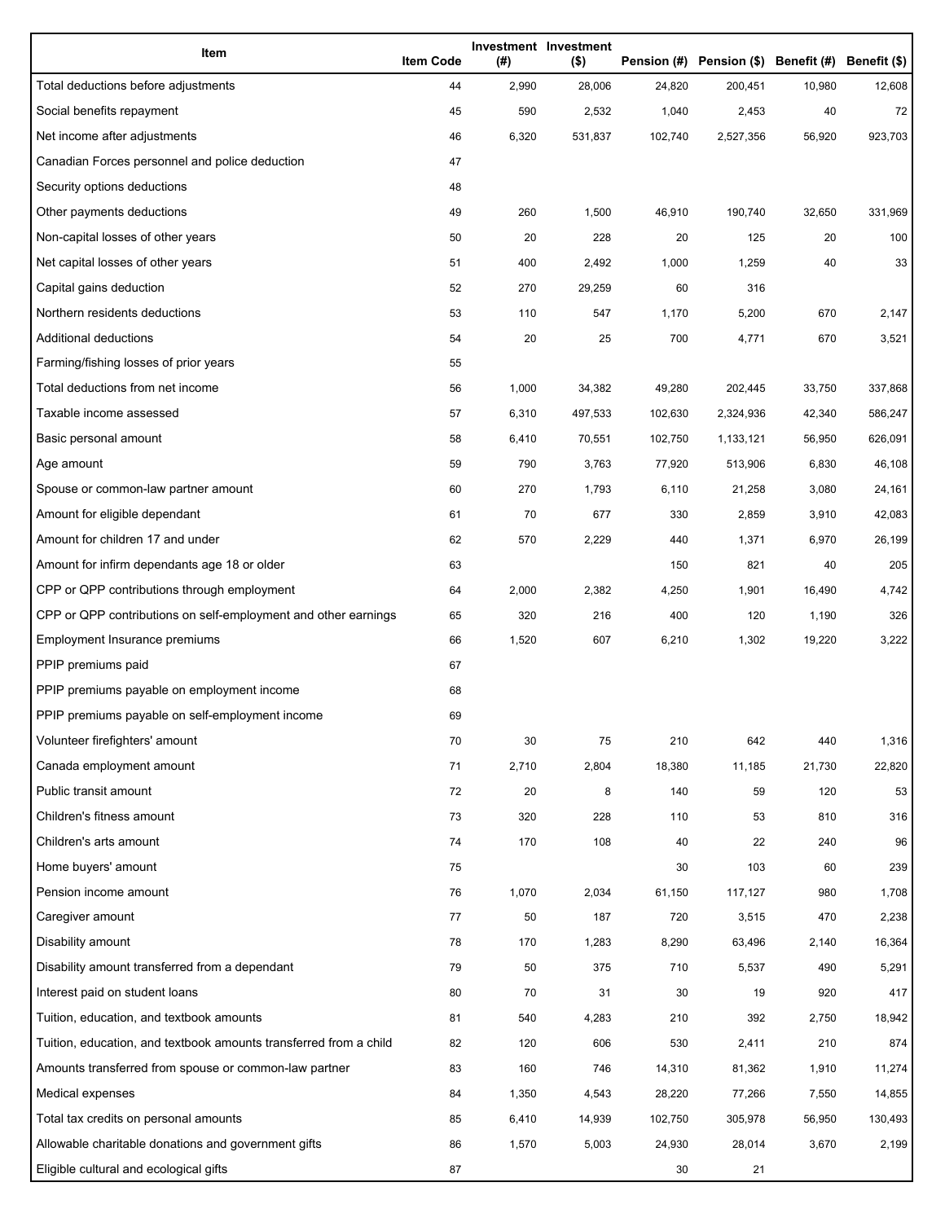| Item | Item Code | Investment (#) | Investment ($) | Pension (#) | Pension ($) | Benefit (#) | Benefit ($) |
|---|---|---|---|---|---|---|---|
| Total deductions before adjustments | 44 | 2,990 | 28,006 | 24,820 | 200,451 | 10,980 | 12,608 |
| Social benefits repayment | 45 | 590 | 2,532 | 1,040 | 2,453 | 40 | 72 |
| Net income after adjustments | 46 | 6,320 | 531,837 | 102,740 | 2,527,356 | 56,920 | 923,703 |
| Canadian Forces personnel and police deduction | 47 | | | | | | |
| Security options deductions | 48 | | | | | | |
| Other payments deductions | 49 | 260 | 1,500 | 46,910 | 190,740 | 32,650 | 331,969 |
| Non-capital losses of other years | 50 | 20 | 228 | 20 | 125 | 20 | 100 |
| Net capital losses of other years | 51 | 400 | 2,492 | 1,000 | 1,259 | 40 | 33 |
| Capital gains deduction | 52 | 270 | 29,259 | 60 | 316 | | |
| Northern residents deductions | 53 | 110 | 547 | 1,170 | 5,200 | 670 | 2,147 |
| Additional deductions | 54 | 20 | 25 | 700 | 4,771 | 670 | 3,521 |
| Farming/fishing losses of prior years | 55 | | | | | | |
| Total deductions from net income | 56 | 1,000 | 34,382 | 49,280 | 202,445 | 33,750 | 337,868 |
| Taxable income assessed | 57 | 6,310 | 497,533 | 102,630 | 2,324,936 | 42,340 | 586,247 |
| Basic personal amount | 58 | 6,410 | 70,551 | 102,750 | 1,133,121 | 56,950 | 626,091 |
| Age amount | 59 | 790 | 3,763 | 77,920 | 513,906 | 6,830 | 46,108 |
| Spouse or common-law partner amount | 60 | 270 | 1,793 | 6,110 | 21,258 | 3,080 | 24,161 |
| Amount for eligible dependant | 61 | 70 | 677 | 330 | 2,859 | 3,910 | 42,083 |
| Amount for children 17 and under | 62 | 570 | 2,229 | 440 | 1,371 | 6,970 | 26,199 |
| Amount for infirm dependants age 18 or older | 63 | | | 150 | 821 | 40 | 205 |
| CPP or QPP contributions through employment | 64 | 2,000 | 2,382 | 4,250 | 1,901 | 16,490 | 4,742 |
| CPP or QPP contributions on self-employment and other earnings | 65 | 320 | 216 | 400 | 120 | 1,190 | 326 |
| Employment Insurance premiums | 66 | 1,520 | 607 | 6,210 | 1,302 | 19,220 | 3,222 |
| PPIP premiums paid | 67 | | | | | | |
| PPIP premiums payable on employment income | 68 | | | | | | |
| PPIP premiums payable on self-employment income | 69 | | | | | | |
| Volunteer firefighters' amount | 70 | 30 | 75 | 210 | 642 | 440 | 1,316 |
| Canada employment amount | 71 | 2,710 | 2,804 | 18,380 | 11,185 | 21,730 | 22,820 |
| Public transit amount | 72 | 20 | 8 | 140 | 59 | 120 | 53 |
| Children's fitness amount | 73 | 320 | 228 | 110 | 53 | 810 | 316 |
| Children's arts amount | 74 | 170 | 108 | 40 | 22 | 240 | 96 |
| Home buyers' amount | 75 | | | 30 | 103 | 60 | 239 |
| Pension income amount | 76 | 1,070 | 2,034 | 61,150 | 117,127 | 980 | 1,708 |
| Caregiver amount | 77 | 50 | 187 | 720 | 3,515 | 470 | 2,238 |
| Disability amount | 78 | 170 | 1,283 | 8,290 | 63,496 | 2,140 | 16,364 |
| Disability amount transferred from a dependant | 79 | 50 | 375 | 710 | 5,537 | 490 | 5,291 |
| Interest paid on student loans | 80 | 70 | 31 | 30 | 19 | 920 | 417 |
| Tuition, education, and textbook amounts | 81 | 540 | 4,283 | 210 | 392 | 2,750 | 18,942 |
| Tuition, education, and textbook amounts transferred from a child | 82 | 120 | 606 | 530 | 2,411 | 210 | 874 |
| Amounts transferred from spouse or common-law partner | 83 | 160 | 746 | 14,310 | 81,362 | 1,910 | 11,274 |
| Medical expenses | 84 | 1,350 | 4,543 | 28,220 | 77,266 | 7,550 | 14,855 |
| Total tax credits on personal amounts | 85 | 6,410 | 14,939 | 102,750 | 305,978 | 56,950 | 130,493 |
| Allowable charitable donations and government gifts | 86 | 1,570 | 5,003 | 24,930 | 28,014 | 3,670 | 2,199 |
| Eligible cultural and ecological gifts | 87 | | | 30 | 21 | | |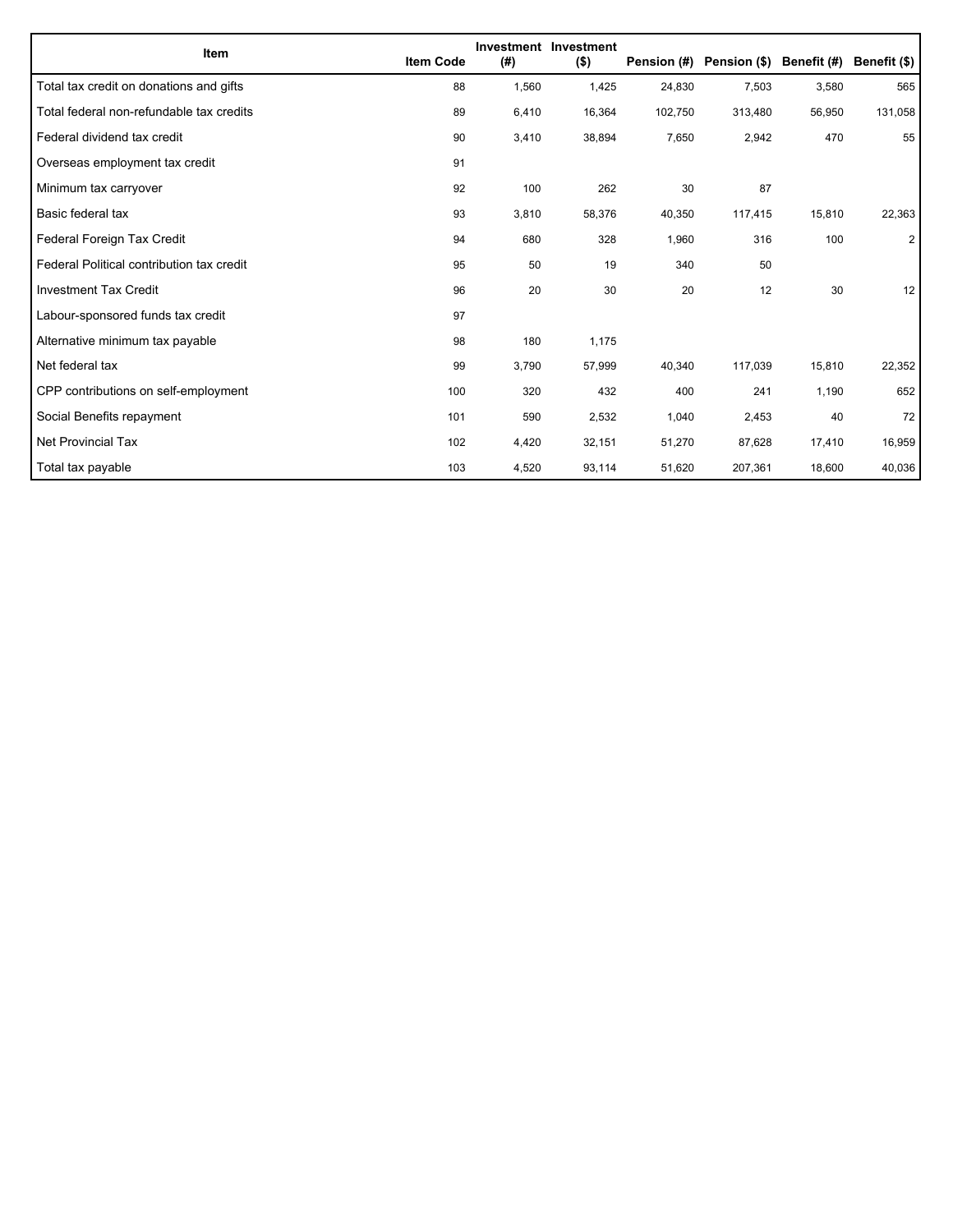| Item | Item Code | Investment (#) | Investment ($) | Pension (#) | Pension ($) | Benefit (#) | Benefit ($) |
|---|---|---|---|---|---|---|---|
| Total tax credit on donations and gifts | 88 | 1,560 | 1,425 | 24,830 | 7,503 | 3,580 | 565 |
| Total federal non-refundable tax credits | 89 | 6,410 | 16,364 | 102,750 | 313,480 | 56,950 | 131,058 |
| Federal dividend tax credit | 90 | 3,410 | 38,894 | 7,650 | 2,942 | 470 | 55 |
| Overseas employment tax credit | 91 | | | | | | |
| Minimum tax carryover | 92 | 100 | 262 | 30 | 87 | | |
| Basic federal tax | 93 | 3,810 | 58,376 | 40,350 | 117,415 | 15,810 | 22,363 |
| Federal Foreign Tax Credit | 94 | 680 | 328 | 1,960 | 316 | 100 | 2 |
| Federal Political contribution tax credit | 95 | 50 | 19 | 340 | 50 | | |
| Investment Tax Credit | 96 | 20 | 30 | 20 | 12 | 30 | 12 |
| Labour-sponsored funds tax credit | 97 | | | | | | |
| Alternative minimum tax payable | 98 | 180 | 1,175 | | | | |
| Net federal tax | 99 | 3,790 | 57,999 | 40,340 | 117,039 | 15,810 | 22,352 |
| CPP contributions on self-employment | 100 | 320 | 432 | 400 | 241 | 1,190 | 652 |
| Social Benefits repayment | 101 | 590 | 2,532 | 1,040 | 2,453 | 40 | 72 |
| Net Provincial Tax | 102 | 4,420 | 32,151 | 51,270 | 87,628 | 17,410 | 16,959 |
| Total tax payable | 103 | 4,520 | 93,114 | 51,620 | 207,361 | 18,600 | 40,036 |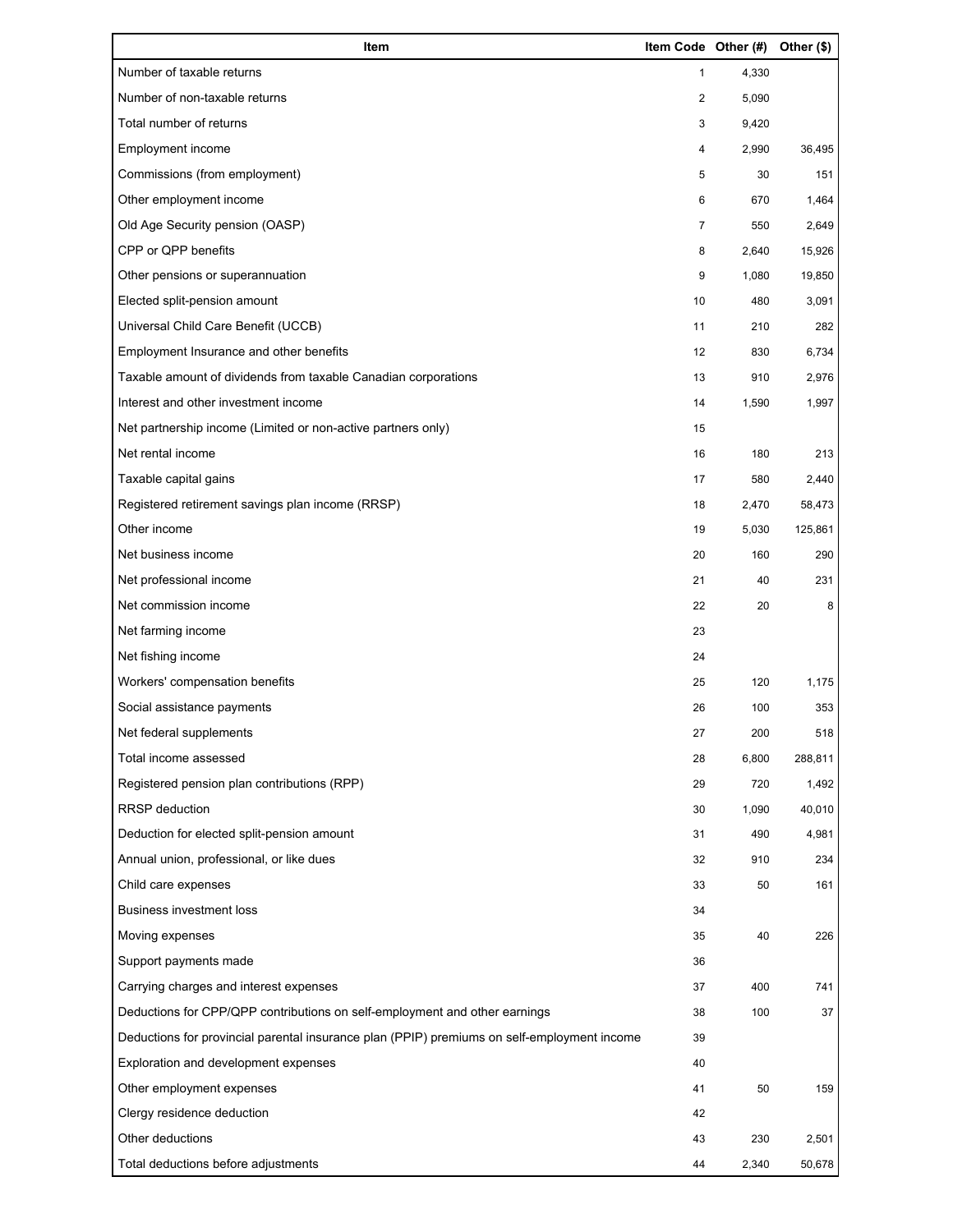| Item | Item Code | Other (#) | Other ($) |
| --- | --- | --- | --- |
| Number of taxable returns | 1 | 4,330 | |
| Number of non-taxable returns | 2 | 5,090 | |
| Total number of returns | 3 | 9,420 | |
| Employment income | 4 | 2,990 | 36,495 |
| Commissions (from employment) | 5 | 30 | 151 |
| Other employment income | 6 | 670 | 1,464 |
| Old Age Security pension (OASP) | 7 | 550 | 2,649 |
| CPP or QPP benefits | 8 | 2,640 | 15,926 |
| Other pensions or superannuation | 9 | 1,080 | 19,850 |
| Elected split-pension amount | 10 | 480 | 3,091 |
| Universal Child Care Benefit (UCCB) | 11 | 210 | 282 |
| Employment Insurance and other benefits | 12 | 830 | 6,734 |
| Taxable amount of dividends from taxable Canadian corporations | 13 | 910 | 2,976 |
| Interest and other investment income | 14 | 1,590 | 1,997 |
| Net partnership income (Limited or non-active partners only) | 15 | | |
| Net rental income | 16 | 180 | 213 |
| Taxable capital gains | 17 | 580 | 2,440 |
| Registered retirement savings plan income (RRSP) | 18 | 2,470 | 58,473 |
| Other income | 19 | 5,030 | 125,861 |
| Net business income | 20 | 160 | 290 |
| Net professional income | 21 | 40 | 231 |
| Net commission income | 22 | 20 | 8 |
| Net farming income | 23 | | |
| Net fishing income | 24 | | |
| Workers' compensation benefits | 25 | 120 | 1,175 |
| Social assistance payments | 26 | 100 | 353 |
| Net federal supplements | 27 | 200 | 518 |
| Total income assessed | 28 | 6,800 | 288,811 |
| Registered pension plan contributions (RPP) | 29 | 720 | 1,492 |
| RRSP deduction | 30 | 1,090 | 40,010 |
| Deduction for elected split-pension amount | 31 | 490 | 4,981 |
| Annual union, professional, or like dues | 32 | 910 | 234 |
| Child care expenses | 33 | 50 | 161 |
| Business investment loss | 34 | | |
| Moving expenses | 35 | 40 | 226 |
| Support payments made | 36 | | |
| Carrying charges and interest expenses | 37 | 400 | 741 |
| Deductions for CPP/QPP contributions on self-employment and other earnings | 38 | 100 | 37 |
| Deductions for provincial parental insurance plan (PPIP) premiums on self-employment income | 39 | | |
| Exploration and development expenses | 40 | | |
| Other employment expenses | 41 | 50 | 159 |
| Clergy residence deduction | 42 | | |
| Other deductions | 43 | 230 | 2,501 |
| Total deductions before adjustments | 44 | 2,340 | 50,678 |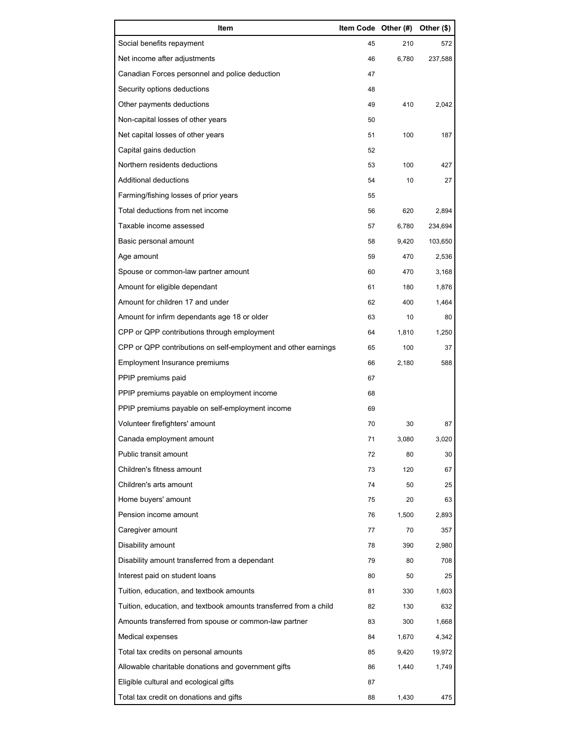| Item | Item Code | Other (#) | Other ($) |
| --- | --- | --- | --- |
| Social benefits repayment | 45 | 210 | 572 |
| Net income after adjustments | 46 | 6,780 | 237,588 |
| Canadian Forces personnel and police deduction | 47 | | |
| Security options deductions | 48 | | |
| Other payments deductions | 49 | 410 | 2,042 |
| Non-capital losses of other years | 50 | | |
| Net capital losses of other years | 51 | 100 | 187 |
| Capital gains deduction | 52 | | |
| Northern residents deductions | 53 | 100 | 427 |
| Additional deductions | 54 | 10 | 27 |
| Farming/fishing losses of prior years | 55 | | |
| Total deductions from net income | 56 | 620 | 2,894 |
| Taxable income assessed | 57 | 6,780 | 234,694 |
| Basic personal amount | 58 | 9,420 | 103,650 |
| Age amount | 59 | 470 | 2,536 |
| Spouse or common-law partner amount | 60 | 470 | 3,168 |
| Amount for eligible dependant | 61 | 180 | 1,876 |
| Amount for children 17 and under | 62 | 400 | 1,464 |
| Amount for infirm dependants age 18 or older | 63 | 10 | 80 |
| CPP or QPP contributions through employment | 64 | 1,810 | 1,250 |
| CPP or QPP contributions on self-employment and other earnings | 65 | 100 | 37 |
| Employment Insurance premiums | 66 | 2,180 | 588 |
| PPIP premiums paid | 67 | | |
| PPIP premiums payable on employment income | 68 | | |
| PPIP premiums payable on self-employment income | 69 | | |
| Volunteer firefighters' amount | 70 | 30 | 87 |
| Canada employment amount | 71 | 3,080 | 3,020 |
| Public transit amount | 72 | 80 | 30 |
| Children's fitness amount | 73 | 120 | 67 |
| Children's arts amount | 74 | 50 | 25 |
| Home buyers' amount | 75 | 20 | 63 |
| Pension income amount | 76 | 1,500 | 2,893 |
| Caregiver amount | 77 | 70 | 357 |
| Disability amount | 78 | 390 | 2,980 |
| Disability amount transferred from a dependant | 79 | 80 | 708 |
| Interest paid on student loans | 80 | 50 | 25 |
| Tuition, education, and textbook amounts | 81 | 330 | 1,603 |
| Tuition, education, and textbook amounts transferred from a child | 82 | 130 | 632 |
| Amounts transferred from spouse or common-law partner | 83 | 300 | 1,668 |
| Medical expenses | 84 | 1,670 | 4,342 |
| Total tax credits on personal amounts | 85 | 9,420 | 19,972 |
| Allowable charitable donations and government gifts | 86 | 1,440 | 1,749 |
| Eligible cultural and ecological gifts | 87 | | |
| Total tax credit on donations and gifts | 88 | 1,430 | 475 |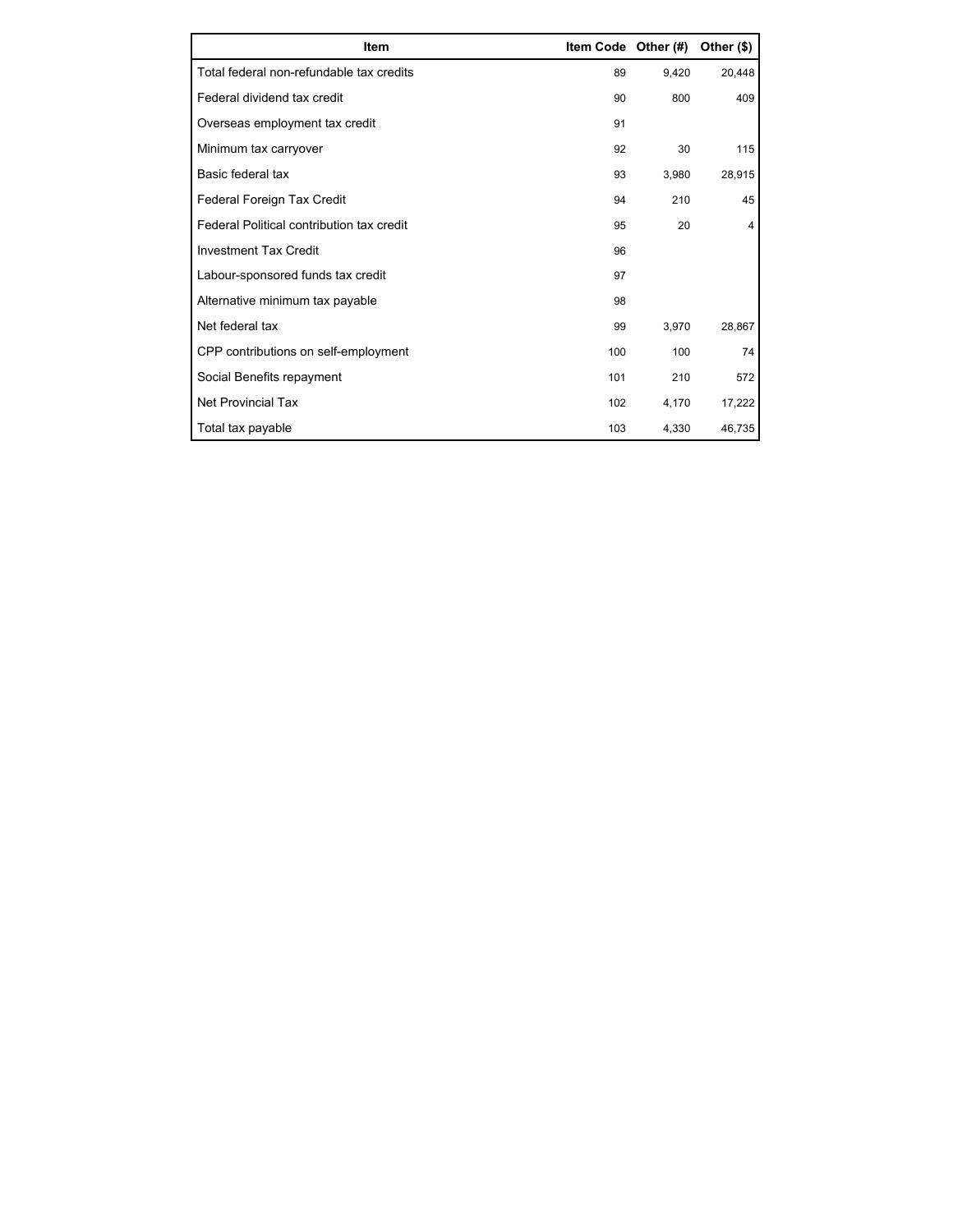| Item | Item Code | Other (#) | Other ($) |
| --- | --- | --- | --- |
| Total federal non-refundable tax credits | 89 | 9,420 | 20,448 |
| Federal dividend tax credit | 90 | 800 | 409 |
| Overseas employment tax credit | 91 | | |
| Minimum tax carryover | 92 | 30 | 115 |
| Basic federal tax | 93 | 3,980 | 28,915 |
| Federal Foreign Tax Credit | 94 | 210 | 45 |
| Federal Political contribution tax credit | 95 | 20 | 4 |
| Investment Tax Credit | 96 | | |
| Labour-sponsored funds tax credit | 97 | | |
| Alternative minimum tax payable | 98 | | |
| Net federal tax | 99 | 3,970 | 28,867 |
| CPP contributions on self-employment | 100 | 100 | 74 |
| Social Benefits repayment | 101 | 210 | 572 |
| Net Provincial Tax | 102 | 4,170 | 17,222 |
| Total tax payable | 103 | 4,330 | 46,735 |